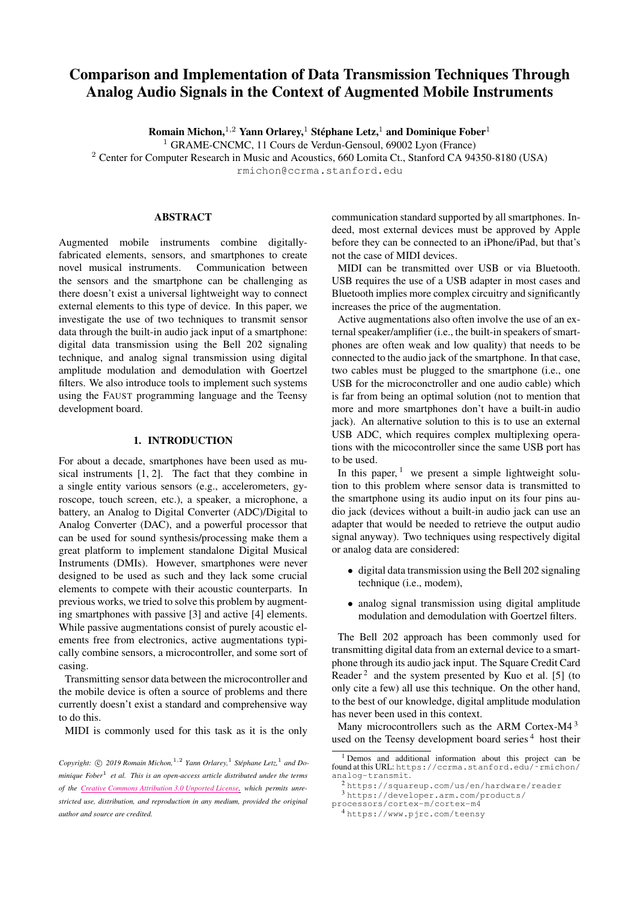# Comparison and Implementation of Data Transmission Techniques Through Analog Audio Signals in the Context of Augmented Mobile Instruments

**Romain Michon,**[1,2] **Yann Orlarey,**[1] **Stéphane Letz,**[1] **and Dominique Fober**[1]

[1] GRAME-CNCMC, 11 Cours de Verdun-Gensoul, 69002 Lyon (France)

[2] Center for Computer Research in Music and Acoustics, 660 Lomita Ct., Stanford CA 94350-8180 (USA)

rmichon@ccrma.stanford.edu

## ABSTRACT

Augmented mobile instruments combine digitally-fabricated elements, sensors, and smartphones to create novel musical instruments. Communication between the sensors and the smartphone can be challenging as there doesn't exist a universal lightweight way to connect external elements to this type of device. In this paper, we investigate the use of two techniques to transmit sensor data through the built-in audio jack input of a smartphone: digital data transmission using the Bell 202 signaling technique, and analog signal transmission using digital amplitude modulation and demodulation with Goertzel filters. We also introduce tools to implement such systems using the FAUST programming language and the Teensy development board.

## 1. INTRODUCTION

For about a decade, smartphones have been used as musical instruments [1, 2]. The fact that they combine in a single entity various sensors (e.g., accelerometers, gyroscope, touch screen, etc.), a speaker, a microphone, a battery, an Analog to Digital Converter (ADC)/Digital to Analog Converter (DAC), and a powerful processor that can be used for sound synthesis/processing make them a great platform to implement standalone Digital Musical Instruments (DMIs). However, smartphones were never designed to be used as such and they lack some crucial elements to compete with their acoustic counterparts. In previous works, we tried to solve this problem by augmenting smartphones with passive [3] and active [4] elements. While passive augmentations consist of purely acoustic elements free from electronics, active augmentations typically combine sensors, a microcontroller, and some sort of casing.

Transmitting sensor data between the microcontroller and the mobile device is often a source of problems and there currently doesn't exist a standard and comprehensive way to do this.

MIDI is commonly used for this task as it is the only communication standard supported by all smartphones. Indeed, most external devices must be approved by Apple before they can be connected to an iPhone/iPad, but that's not the case of MIDI devices.

MIDI can be transmitted over USB or via Bluetooth. USB requires the use of a USB adapter in most cases and Bluetooth implies more complex circuitry and significantly increases the price of the augmentation.

Active augmentations also often involve the use of an external speaker/amplifier (i.e., the built-in speakers of smartphones are often weak and low quality) that needs to be connected to the audio jack of the smartphone. In that case, two cables must be plugged to the smartphone (i.e., one USB for the microconctroller and one audio cable) which is far from being an optimal solution (not to mention that more and more smartphones don't have a built-in audio jack). An alternative solution to this is to use an external USB ADC, which requires complex multiplexing operations with the micocontroller since the same USB port has to be used.

In this paper, [1] we present a simple lightweight solution to this problem where sensor data is transmitted to the smartphone using its audio input on its four pins audio jack (devices without a built-in audio jack can use an adapter that would be needed to retrieve the output audio signal anyway). Two techniques using respectively digital or analog data are considered:

- digital data transmission using the Bell 202 signaling technique (i.e., modem),
- analog signal transmission using digital amplitude modulation and demodulation with Goertzel filters.

The Bell 202 approach has been commonly used for transmitting digital data from an external device to a smartphone through its audio jack input. The Square Credit Card Reader [2] and the system presented by Kuo et al. [5] (to only cite a few) all use this technique. On the other hand, to the best of our knowledge, digital amplitude modulation has never been used in this context.

Many microcontrollers such as the ARM Cortex-M4 [3] used on the Teensy development board series [4] host their

---

[1] Demos and additional information about this project can be found at this URL: https://ccrma.stanford.edu/~rmichon/analog-transmit.

[2] https://squareup.com/us/en/hardware/reader

[3] https://developer.arm.com/products/processors/cortex-m/cortex-m4

[4] https://www.pjrc.com/teensy

*Copyright: © 2019 Romain Michon,*[1,2] *Yann Orlarey,*[1] *Stéphane Letz,*[1] *and Dominique Fober*[1] *et al. This is an open-access article distributed under the terms of the Creative Commons Attribution 3.0 Unported License, which permits unrestricted use, distribution, and reproduction in any medium, provided the original author and source are credited.*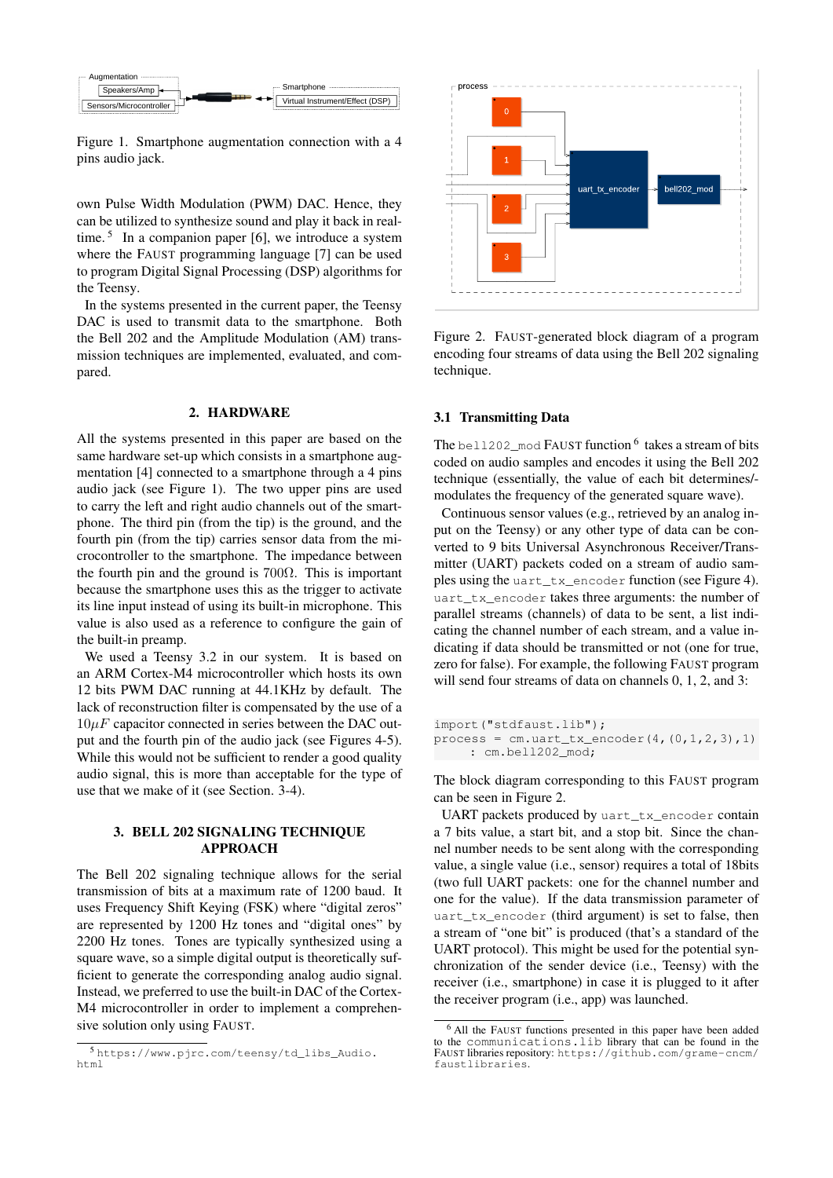Figure 1. Smartphone augmentation connection with a 4 pins audio jack.

own Pulse Width Modulation (PWM) DAC. Hence, they can be utilized to synthesize sound and play it back in real-time. [5] In a companion paper [6], we introduce a system where the FAUST programming language [7] can be used to program Digital Signal Processing (DSP) algorithms for the Teensy.

In the systems presented in the current paper, the Teensy DAC is used to transmit data to the smartphone. Both the Bell 202 and the Amplitude Modulation (AM) transmission techniques are implemented, evaluated, and compared.

## 2. HARDWARE

All the systems presented in this paper are based on the same hardware set-up which consists in a smartphone augmentation [4] connected to a smartphone through a 4 pins audio jack (see Figure 1). The two upper pins are used to carry the left and right audio channels out of the smartphone. The third pin (from the tip) is the ground, and the fourth pin (from the tip) carries sensor data from the microcontroller to the smartphone. The impedance between the fourth pin and the ground is $700\Omega$. This is important because the smartphone uses this as the trigger to activate its line input instead of using its built-in microphone. This value is also used as a reference to configure the gain of the built-in preamp.

We used a Teensy 3.2 in our system. It is based on an ARM Cortex-M4 microcontroller which hosts its own 12 bits PWM DAC running at 44.1KHz by default. The lack of reconstruction filter is compensated by the use of a $10\mu F$ capacitor connected in series between the DAC output and the fourth pin of the audio jack (see Figures 4-5). While this would not be sufficient to render a good quality audio signal, this is more than acceptable for the type of use that we make of it (see Section. 3-4).

## 3. BELL 202 SIGNALING TECHNIQUE APPROACH

The Bell 202 signaling technique allows for the serial transmission of bits at a maximum rate of 1200 baud. It uses Frequency Shift Keying (FSK) where "digital zeros" are represented by 1200 Hz tones and "digital ones" by 2200 Hz tones. Tones are typically synthesized using a square wave, so a simple digital output is theoretically sufficient to generate the corresponding analog audio signal. Instead, we preferred to use the built-in DAC of the Cortex-M4 microcontroller in order to implement a comprehensive solution only using FAUST.

[5] https://www.pjrc.com/teensy/td_libs_Audio.html

Figure 2. FAUST-generated block diagram of a program encoding four streams of data using the Bell 202 signaling technique.

### 3.1 Transmitting Data

The `bell202_mod` FAUST function [6] takes a stream of bits coded on audio samples and encodes it using the Bell 202 technique (essentially, the value of each bit determines/modulates the frequency of the generated square wave).

Continuous sensor values (e.g., retrieved by an analog input on the Teensy) or any other type of data can be converted to 9 bits Universal Asynchronous Receiver/Transmitter (UART) packets coded on a stream of audio samples using the `uart_tx_encoder` function (see Figure 4). `uart_tx_encoder` takes three arguments: the number of parallel streams (channels) of data to be sent, a list indicating the channel number of each stream, and a value indicating if data should be transmitted or not (one for true, zero for false). For example, the following FAUST program will send four streams of data on channels 0, 1, 2, and 3:

```
import("stdfaust.lib");
process = cm.uart_tx_encoder(4,(0,1,2,3),1)
    : cm.bell202_mod;
```

The block diagram corresponding to this FAUST program can be seen in Figure 2.

UART packets produced by `uart_tx_encoder` contain a 7 bits value, a start bit, and a stop bit. Since the channel number needs to be sent along with the corresponding value, a single value (i.e., sensor) requires a total of 18bits (two full UART packets: one for the channel number and one for the value). If the data transmission parameter of `uart_tx_encoder` (third argument) is set to false, then a stream of "one bit" is produced (that's a standard of the UART protocol). This might be used for the potential synchronization of the sender device (i.e., Teensy) with the receiver (i.e., smartphone) in case it is plugged to it after the receiver program (i.e., app) was launched.

[6] All the FAUST functions presented in this paper have been added to the `communications.lib` library that can be found in the FAUST libraries repository: https://github.com/grame-cncm/faustlibraries.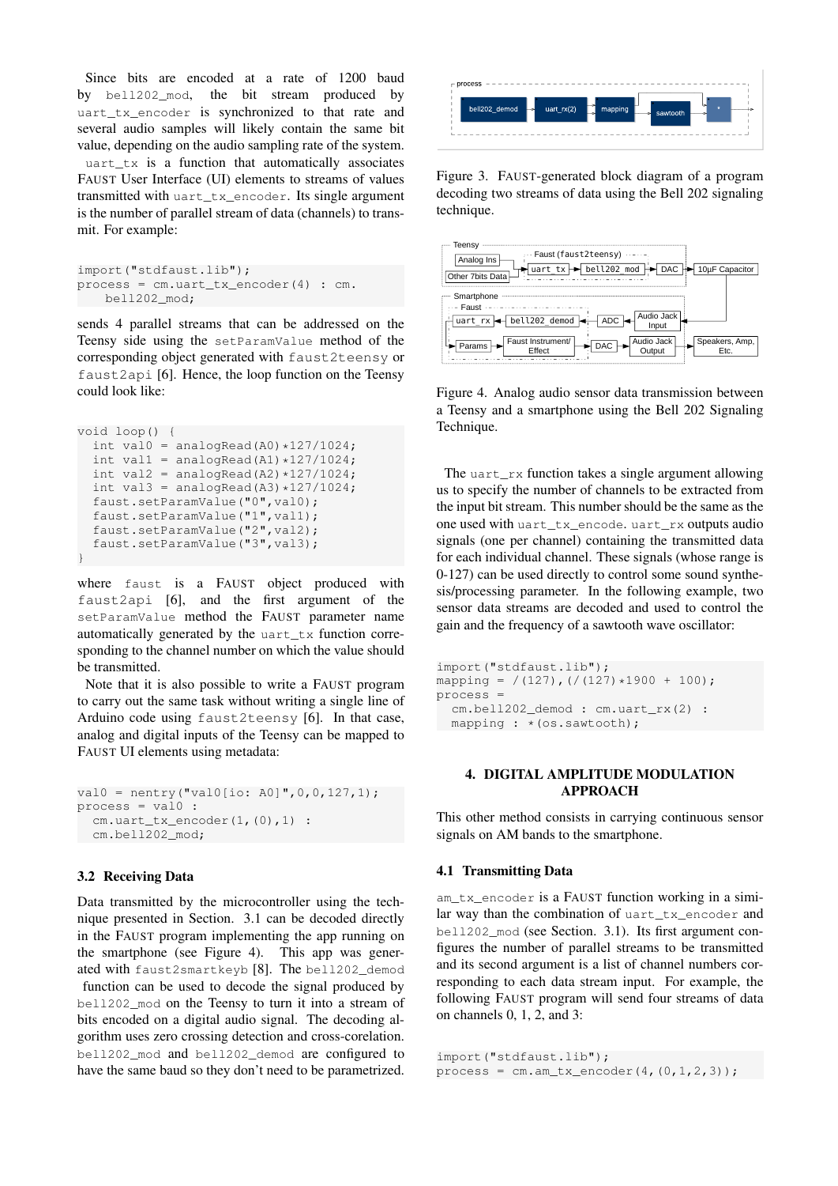Since bits are encoded at a rate of 1200 baud by `bell202_mod`, the bit stream produced by `uart_tx_encoder` is synchronized to that rate and several audio samples will likely contain the same bit value, depending on the audio sampling rate of the system.

`uart_tx` is a function that automatically associates FAUST User Interface (UI) elements to streams of values transmitted with `uart_tx_encoder`. Its single argument is the number of parallel stream of data (channels) to transmit. For example:

```
import("stdfaust.lib");
process = cm.uart_tx_encoder(4) : cm.
    bell202_mod;
```

sends 4 parallel streams that can be addressed on the Teensy side using the `setParamValue` method of the corresponding object generated with `faust2teensy` or `faust2api` [6]. Hence, the loop function on the Teensy could look like:

```
void loop() {
  int val0 = analogRead(A0)*127/1024;
  int val1 = analogRead(A1)*127/1024;
  int val2 = analogRead(A2)*127/1024;
  int val3 = analogRead(A3)*127/1024;
  faust.setParamValue("0",val0);
  faust.setParamValue("1",val1);
  faust.setParamValue("2",val2);
  faust.setParamValue("3",val3);
}
```

where `faust` is a FAUST object produced with `faust2api` [6], and the first argument of the `setParamValue` method the FAUST parameter name automatically generated by the `uart_tx` function corresponding to the channel number on which the value should be transmitted.

Note that it is also possible to write a FAUST program to carry out the same task without writing a single line of Arduino code using `faust2teensy` [6]. In that case, analog and digital inputs of the Teensy can be mapped to FAUST UI elements using metadata:

```
val0 = nentry("val0[io: A0]",0,0,127,1);
process = val0 :
  cm.uart_tx_encoder(1,(0),1) :
  cm.bell202_mod;
```

### 3.2 Receiving Data

Data transmitted by the microcontroller using the technique presented in Section. 3.1 can be decoded directly in the FAUST program implementing the app running on the smartphone (see Figure 4). This app was generated with `faust2smartkeyb` [8]. The `bell202_demod` function can be used to decode the signal produced by `bell202_mod` on the Teensy to turn it into a stream of bits encoded on a digital audio signal. The decoding algorithm uses zero crossing detection and cross-corelation. `bell202_mod` and `bell202_demod` are configured to have the same baud so they don't need to be parametrized.

Figure 3. FAUST-generated block diagram of a program decoding two streams of data using the Bell 202 signaling technique.

Figure 4. Analog audio sensor data transmission between a Teensy and a smartphone using the Bell 202 Signaling Technique.

The `uart_rx` function takes a single argument allowing us to specify the number of channels to be extracted from the input bit stream. This number should be the same as the one used with `uart_tx_encode`. `uart_rx` outputs audio signals (one per channel) containing the transmitted data for each individual channel. These signals (whose range is 0-127) can be used directly to control some sound synthesis/processing parameter. In the following example, two sensor data streams are decoded and used to control the gain and the frequency of a sawtooth wave oscillator:

```
import("stdfaust.lib");
mapping = /(127),(/(127)*1900 + 100);
process =
  cm.bell202_demod : cm.uart_rx(2) :
  mapping : *(os.sawtooth);
```

## 4. DIGITAL AMPLITUDE MODULATION APPROACH

This other method consists in carrying continuous sensor signals on AM bands to the smartphone.

### 4.1 Transmitting Data

`am_tx_encoder` is a FAUST function working in a similar way than the combination of `uart_tx_encoder` and `bell202_mod` (see Section. 3.1). Its first argument configures the number of parallel streams to be transmitted and its second argument is a list of channel numbers corresponding to each data stream input. For example, the following FAUST program will send four streams of data on channels 0, 1, 2, and 3:

```
import("stdfaust.lib");
process = cm.am_tx_encoder(4,(0,1,2,3));
```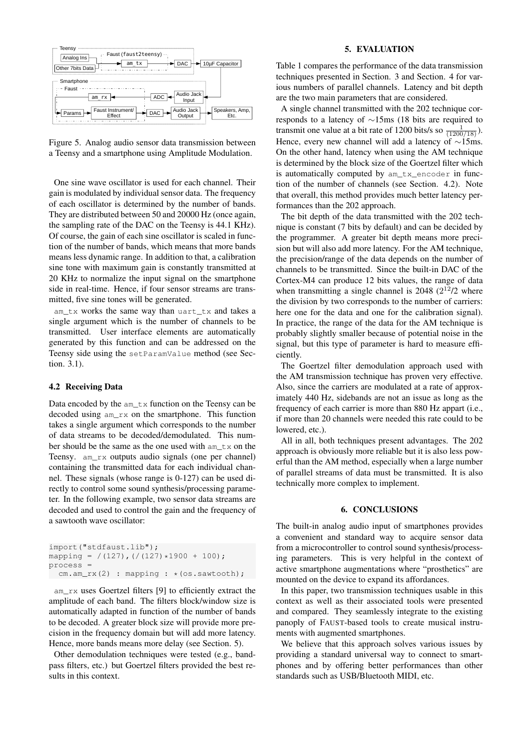Figure 5. Analog audio sensor data transmission between a Teensy and a smartphone using Amplitude Modulation.

One sine wave oscillator is used for each channel. Their gain is modulated by individual sensor data. The frequency of each oscillator is determined by the number of bands. They are distributed between 50 and 20000 Hz (once again, the sampling rate of the DAC on the Teensy is 44.1 KHz). Of course, the gain of each sine oscillator is scaled in function of the number of bands, which means that more bands means less dynamic range. In addition to that, a calibration sine tone with maximum gain is constantly transmitted at 20 KHz to normalize the input signal on the smartphone side in real-time. Hence, if four sensor streams are transmitted, five sine tones will be generated.

`am_tx` works the same way than `uart_tx` and takes a single argument which is the number of channels to be transmitted. User interface elements are automatically generated by this function and can be addressed on the Teensy side using the `setParamValue` method (see Section. 3.1).

### 4.2 Receiving Data

Data encoded by the `am_tx` function on the Teensy can be decoded using `am_rx` on the smartphone. This function takes a single argument which corresponds to the number of data streams to be decoded/demodulated. This number should be the same as the one used with `am_tx` on the Teensy. `am_rx` outputs audio signals (one per channel) containing the transmitted data for each individual channel. These signals (whose range is 0-127) can be used directly to control some sound synthesis/processing parameter. In the following example, two sensor data streams are decoded and used to control the gain and the frequency of a sawtooth wave oscillator:

```
import("stdfaust.lib");
mapping = /(127),(/(127)*1900 + 100);
process =
  cm.am_rx(2) : mapping : *(os.sawtooth);
```

`am_rx` uses Goertzel filters [9] to efficiently extract the amplitude of each band. The filters block/window size is automatically adapted in function of the number of bands to be decoded. A greater block size will provide more precision in the frequency domain but will add more latency. Hence, more bands means more delay (see Section. 5).

Other demodulation techniques were tested (e.g., bandpass filters, etc.) but Goertzel filters provided the best results in this context.

## 5. EVALUATION

Table 1 compares the performance of the data transmission techniques presented in Section. 3 and Section. 4 for various numbers of parallel channels. Latency and bit depth are the two main parameters that are considered.

A single channel transmitted with the 202 technique corresponds to a latency of $\sim$15ms (18 bits are required to transmit one value at a bit rate of 1200 bits/s so $\frac{1}{(1200/18)}$). Hence, every new channel will add a latency of $\sim$15ms. On the other hand, latency when using the AM technique is determined by the block size of the Goertzel filter which is automatically computed by `am_tx_encoder` in function of the number of channels (see Section. 4.2). Note that overall, this method provides much better latency performances than the 202 approach.

The bit depth of the data transmitted with the 202 technique is constant (7 bits by default) and can be decided by the programmer. A greater bit depth means more precision but will also add more latency. For the AM technique, the precision/range of the data depends on the number of channels to be transmitted. Since the built-in DAC of the Cortex-M4 can produce 12 bits values, the range of data when transmitting a single channel is 2048 ($2^{12}$/2 where the division by two corresponds to the number of carriers: here one for the data and one for the calibration signal). In practice, the range of the data for the AM technique is probably slightly smaller because of potential noise in the signal, but this type of parameter is hard to measure efficiently.

The Goertzel filter demodulation approach used with the AM transmission technique has proven very effective. Also, since the carriers are modulated at a rate of approximately 440 Hz, sidebands are not an issue as long as the frequency of each carrier is more than 880 Hz appart (i.e., if more than 20 channels were needed this rate could to be lowered, etc.).

All in all, both techniques present advantages. The 202 approach is obviously more reliable but it is also less powerful than the AM method, especially when a large number of parallel streams of data must be transmitted. It is also technically more complex to implement.

## 6. CONCLUSIONS

The built-in analog audio input of smartphones provides a convenient and standard way to acquire sensor data from a microcontroller to control sound synthesis/processing parameters. This is very helpful in the context of active smartphone augmentations where "prosthetics" are mounted on the device to expand its affordances.

In this paper, two transmission techniques usable in this context as well as their associated tools were presented and compared. They seamlessly integrate to the existing panoply of FAUST-based tools to create musical instruments with augmented smartphones.

We believe that this approach solves various issues by providing a standard universal way to connect to smartphones and by offering better performances than other standards such as USB/Bluetooth MIDI, etc.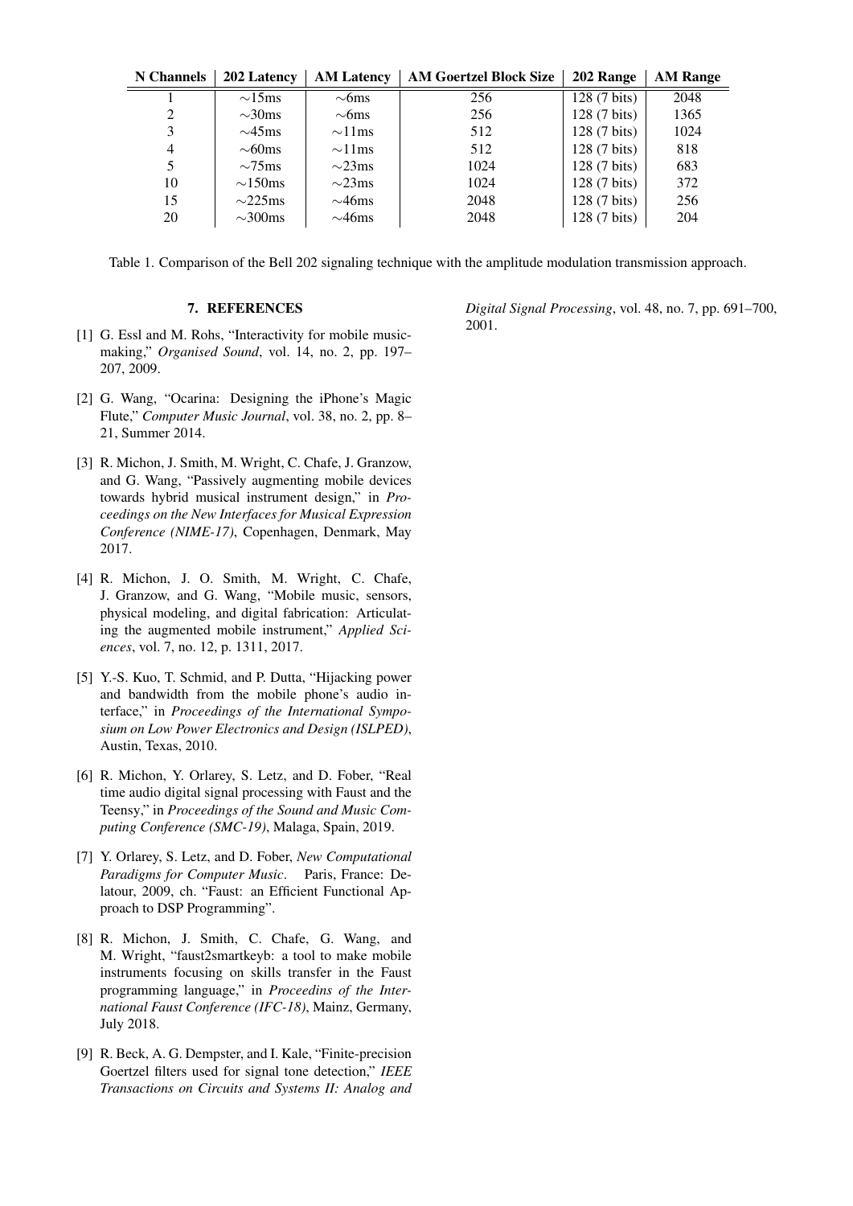| N Channels | 202 Latency | AM Latency | AM Goertzel Block Size | 202 Range | AM Range |
|---|---|---|---|---|---|
| 1 | ∼15ms | ∼6ms | 256 | 128 (7 bits) | 2048 |
| 2 | ∼30ms | ∼6ms | 256 | 128 (7 bits) | 1365 |
| 3 | ∼45ms | ∼11ms | 512 | 128 (7 bits) | 1024 |
| 4 | ∼60ms | ∼11ms | 512 | 128 (7 bits) | 818 |
| 5 | ∼75ms | ∼23ms | 1024 | 128 (7 bits) | 683 |
| 10 | ∼150ms | ∼23ms | 1024 | 128 (7 bits) | 372 |
| 15 | ∼225ms | ∼46ms | 2048 | 128 (7 bits) | 256 |
| 20 | ∼300ms | ∼46ms | 2048 | 128 (7 bits) | 204 |

Table 1. Comparison of the Bell 202 signaling technique with the amplitude modulation transmission approach.

## 7. REFERENCES

[1] G. Essl and M. Rohs, "Interactivity for mobile music-making," *Organised Sound*, vol. 14, no. 2, pp. 197–207, 2009.

[2] G. Wang, "Ocarina: Designing the iPhone's Magic Flute," *Computer Music Journal*, vol. 38, no. 2, pp. 8–21, Summer 2014.

[3] R. Michon, J. Smith, M. Wright, C. Chafe, J. Granzow, and G. Wang, "Passively augmenting mobile devices towards hybrid musical instrument design," in *Proceedings on the New Interfaces for Musical Expression Conference (NIME-17)*, Copenhagen, Denmark, May 2017.

[4] R. Michon, J. O. Smith, M. Wright, C. Chafe, J. Granzow, and G. Wang, "Mobile music, sensors, physical modeling, and digital fabrication: Articulating the augmented mobile instrument," *Applied Sciences*, vol. 7, no. 12, p. 1311, 2017.

[5] Y.-S. Kuo, T. Schmid, and P. Dutta, "Hijacking power and bandwidth from the mobile phone's audio interface," in *Proceedings of the International Symposium on Low Power Electronics and Design (ISLPED)*, Austin, Texas, 2010.

[6] R. Michon, Y. Orlarey, S. Letz, and D. Fober, "Real time audio digital signal processing with Faust and the Teensy," in *Proceedings of the Sound and Music Computing Conference (SMC-19)*, Malaga, Spain, 2019.

[7] Y. Orlarey, S. Letz, and D. Fober, *New Computational Paradigms for Computer Music*. Paris, France: Delatour, 2009, ch. "Faust: an Efficient Functional Approach to DSP Programming".

[8] R. Michon, J. Smith, C. Chafe, G. Wang, and M. Wright, "faust2smartkeyb: a tool to make mobile instruments focusing on skills transfer in the Faust programming language," in *Proceedins of the International Faust Conference (IFC-18)*, Mainz, Germany, July 2018.

[9] R. Beck, A. G. Dempster, and I. Kale, "Finite-precision Goertzel filters used for signal tone detection," *IEEE Transactions on Circuits and Systems II: Analog and Digital Signal Processing*, vol. 48, no. 7, pp. 691–700, 2001.